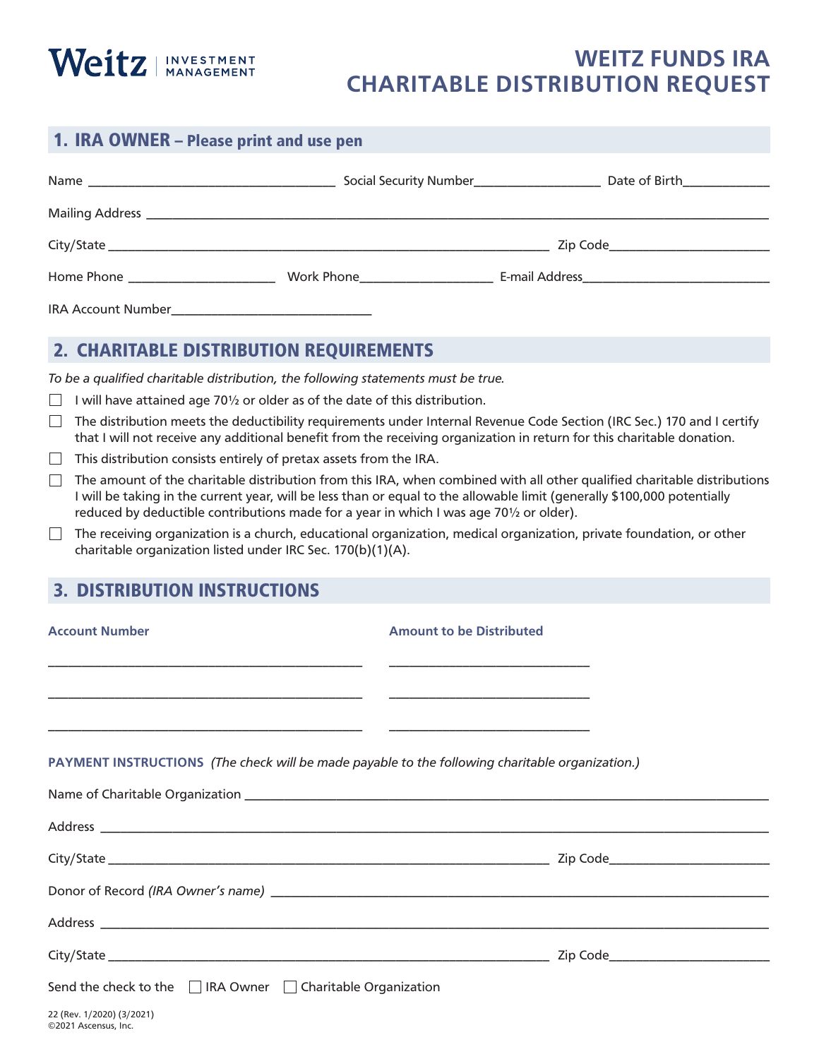Weitz | INVESTMENT MANAGEMENT

# WEITZ FUNDS IRA CHARITABLE DISTRIBUTION REQUEST

## 1. IRA OWNER – Please print and use pen

Name ___________________________________ Social Security Number__________________ Date of Birth_____________

Mailing Address ______________________________________________________________________________________

City/State _________________________________________________________________ Zip Code_______________________

Home Phone _____________________ Work Phone___________________ E-mail Address___________________________

IRA Account Number_____________________________

## 2. CHARITABLE DISTRIBUTION REQUIREMENTS

*To be a qualified charitable distribution, the following statements must be true.*

- ☐ I will have attained age 70½ or older as of the date of this distribution.
- ☐ The distribution meets the deductibility requirements under Internal Revenue Code Section (IRC Sec.) 170 and I certify that I will not receive any additional benefit from the receiving organization in return for this charitable donation.
- ☐ This distribution consists entirely of pretax assets from the IRA.
- ☐ The amount of the charitable distribution from this IRA, when combined with all other qualified charitable distributions I will be taking in the current year, will be less than or equal to the allowable limit (generally $100,000 potentially reduced by deductible contributions made for a year in which I was age 70½ or older).
- ☐ The receiving organization is a church, educational organization, medical organization, private foundation, or other charitable organization listed under IRC Sec. 170(b)(1)(A).

## 3. DISTRIBUTION INSTRUCTIONS

| Account Number | Amount to be Distributed |
|---|---|
| ______________________________ | ______________________ |
| ______________________________ | ______________________ |
| ______________________________ | ______________________ |

**PAYMENT INSTRUCTIONS** *(The check will be made payable to the following charitable organization.)*

Name of Charitable Organization ____________________________________________________________________________

Address ______________________________________________________________________________________________

City/State _________________________________________________________________ Zip Code_______________________

Donor of Record *(IRA Owner's name)* _________________________________________________________________________

Address ______________________________________________________________________________________________

City/State _________________________________________________________________ Zip Code_______________________

Send the check to the ☐ IRA Owner ☐ Charitable Organization

22 (Rev. 1/2020) (3/2021)
©2021 Ascensus, Inc.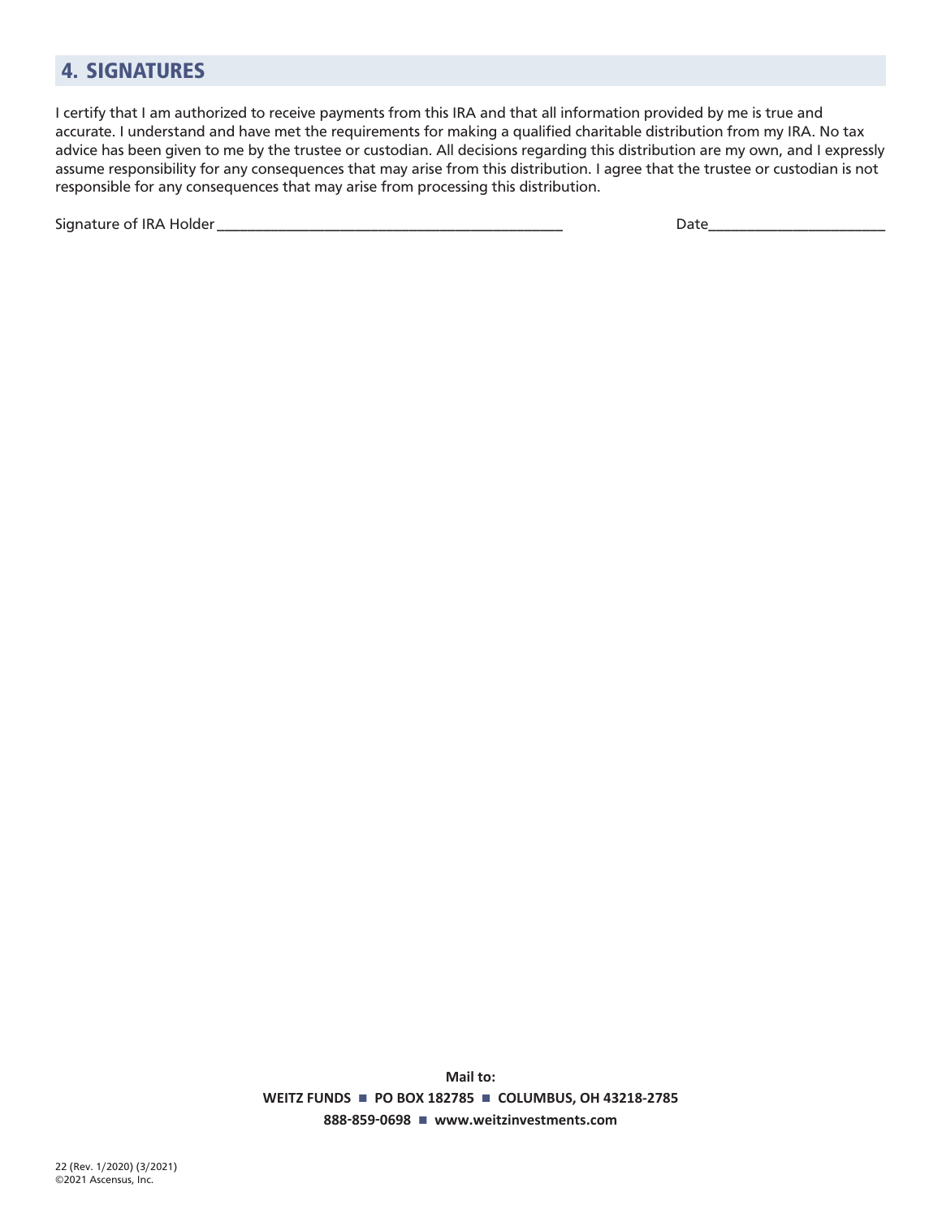## 4. SIGNATURES

I certify that I am authorized to receive payments from this IRA and that all information provided by me is true and accurate. I understand and have met the requirements for making a qualified charitable distribution from my IRA. No tax advice has been given to me by the trustee or custodian. All decisions regarding this distribution are my own, and I expressly assume responsibility for any consequences that may arise from this distribution. I agree that the trustee or custodian is not responsible for any consequences that may arise from processing this distribution.

Signature of IRA Holder ______________________________________________ Date______________________

**Mail to:**

**WEITZ FUNDS ■ PO BOX 182785 ■ COLUMBUS, OH 43218-2785**

**888-859-0698 ■ www.weitzinvestments.com**

22 (Rev. 1/2020) (3/2021)
©2021 Ascensus, Inc.